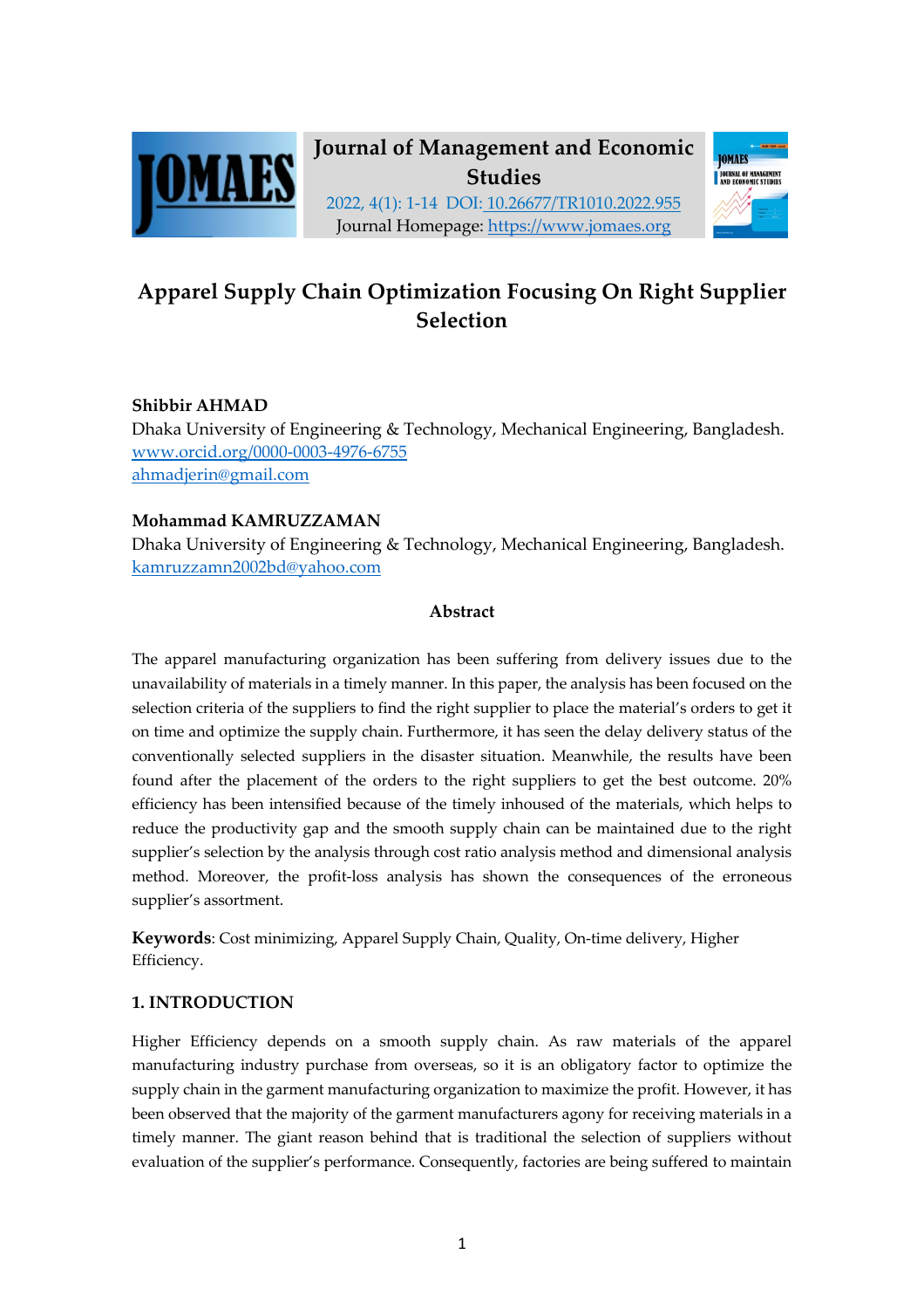Journal of Management and Economic Studies

2022, 4(1): 1-14 DOI: 10.26677/TR1010.2022.955

Journal Homepage: https://www.jomaes.org

# Apparel Supply Chain Optimization Focusing On Right Supplier Selection

**Shibbir AHMAD**

Dhaka University of Engineering & Technology, Mechanical Engineering, Bangladesh.
www.orcid.org/0000-0003-4976-6755
ahmadjerin@gmail.com

**Mohammad KAMRUZZAMAN**

Dhaka University of Engineering & Technology, Mechanical Engineering, Bangladesh.
kamruzzamn2002bd@yahoo.com

**Abstract**

The apparel manufacturing organization has been suffering from delivery issues due to the unavailability of materials in a timely manner. In this paper, the analysis has been focused on the selection criteria of the suppliers to find the right supplier to place the material's orders to get it on time and optimize the supply chain. Furthermore, it has seen the delay delivery status of the conventionally selected suppliers in the disaster situation. Meanwhile, the results have been found after the placement of the orders to the right suppliers to get the best outcome. 20% efficiency has been intensified because of the timely inhoused of the materials, which helps to reduce the productivity gap and the smooth supply chain can be maintained due to the right supplier's selection by the analysis through cost ratio analysis method and dimensional analysis method. Moreover, the profit-loss analysis has shown the consequences of the erroneous supplier's assortment.

**Keywords**: Cost minimizing, Apparel Supply Chain, Quality, On-time delivery, Higher Efficiency.

## 1. INTRODUCTION

Higher Efficiency depends on a smooth supply chain. As raw materials of the apparel manufacturing industry purchase from overseas, so it is an obligatory factor to optimize the supply chain in the garment manufacturing organization to maximize the profit. However, it has been observed that the majority of the garment manufacturers agony for receiving materials in a timely manner. The giant reason behind that is traditional the selection of suppliers without evaluation of the supplier's performance. Consequently, factories are being suffered to maintain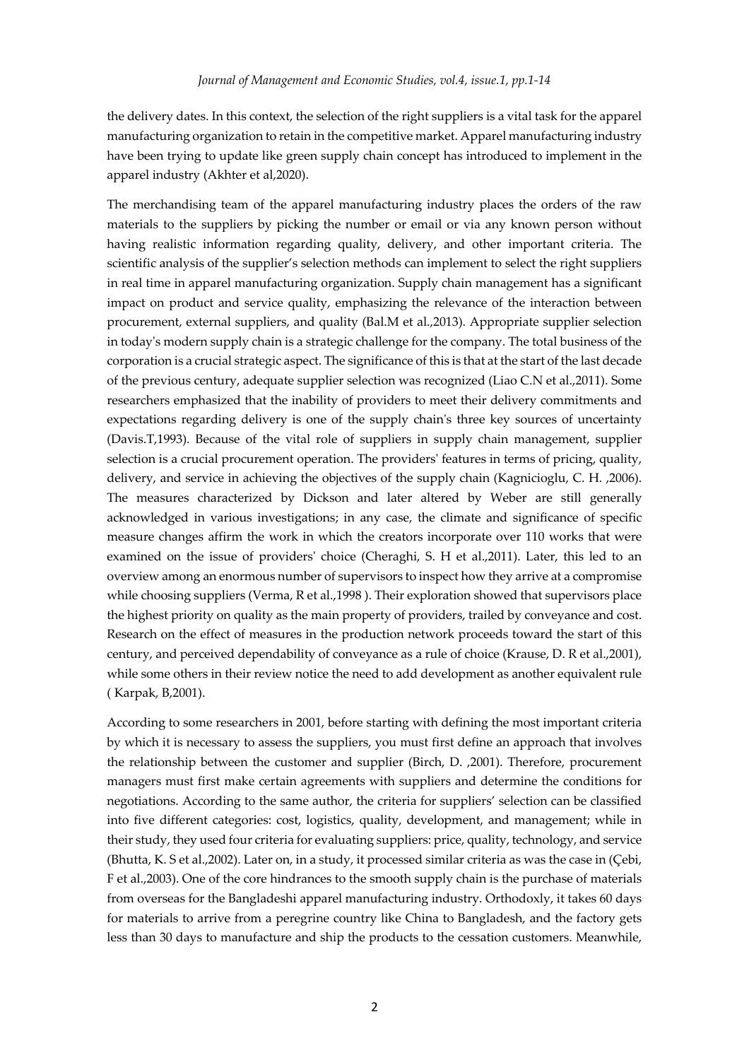the delivery dates. In this context, the selection of the right suppliers is a vital task for the apparel manufacturing organization to retain in the competitive market. Apparel manufacturing industry have been trying to update like green supply chain concept has introduced to implement in the apparel industry (Akhter et al,2020).

The merchandising team of the apparel manufacturing industry places the orders of the raw materials to the suppliers by picking the number or email or via any known person without having realistic information regarding quality, delivery, and other important criteria. The scientific analysis of the supplier's selection methods can implement to select the right suppliers in real time in apparel manufacturing organization. Supply chain management has a significant impact on product and service quality, emphasizing the relevance of the interaction between procurement, external suppliers, and quality (Bal.M et al.,2013). Appropriate supplier selection in today's modern supply chain is a strategic challenge for the company. The total business of the corporation is a crucial strategic aspect. The significance of this is that at the start of the last decade of the previous century, adequate supplier selection was recognized (Liao C.N et al.,2011). Some researchers emphasized that the inability of providers to meet their delivery commitments and expectations regarding delivery is one of the supply chain's three key sources of uncertainty (Davis.T,1993). Because of the vital role of suppliers in supply chain management, supplier selection is a crucial procurement operation. The providers' features in terms of pricing, quality, delivery, and service in achieving the objectives of the supply chain (Kagnicioglu, C. H. ,2006). The measures characterized by Dickson and later altered by Weber are still generally acknowledged in various investigations; in any case, the climate and significance of specific measure changes affirm the work in which the creators incorporate over 110 works that were examined on the issue of providers' choice (Cheraghi, S. H et al.,2011). Later, this led to an overview among an enormous number of supervisors to inspect how they arrive at a compromise while choosing suppliers (Verma, R et al.,1998 ). Their exploration showed that supervisors place the highest priority on quality as the main property of providers, trailed by conveyance and cost. Research on the effect of measures in the production network proceeds toward the start of this century, and perceived dependability of conveyance as a rule of choice (Krause, D. R et al.,2001), while some others in their review notice the need to add development as another equivalent rule ( Karpak, B,2001).

According to some researchers in 2001, before starting with defining the most important criteria by which it is necessary to assess the suppliers, you must first define an approach that involves the relationship between the customer and supplier (Birch, D. ,2001). Therefore, procurement managers must first make certain agreements with suppliers and determine the conditions for negotiations. According to the same author, the criteria for suppliers' selection can be classified into five different categories: cost, logistics, quality, development, and management; while in their study, they used four criteria for evaluating suppliers: price, quality, technology, and service (Bhutta, K. S et al.,2002). Later on, in a study, it processed similar criteria as was the case in (Çebi, F et al.,2003). One of the core hindrances to the smooth supply chain is the purchase of materials from overseas for the Bangladeshi apparel manufacturing industry. Orthodoxly, it takes 60 days for materials to arrive from a peregrine country like China to Bangladesh, and the factory gets less than 30 days to manufacture and ship the products to the cessation customers. Meanwhile,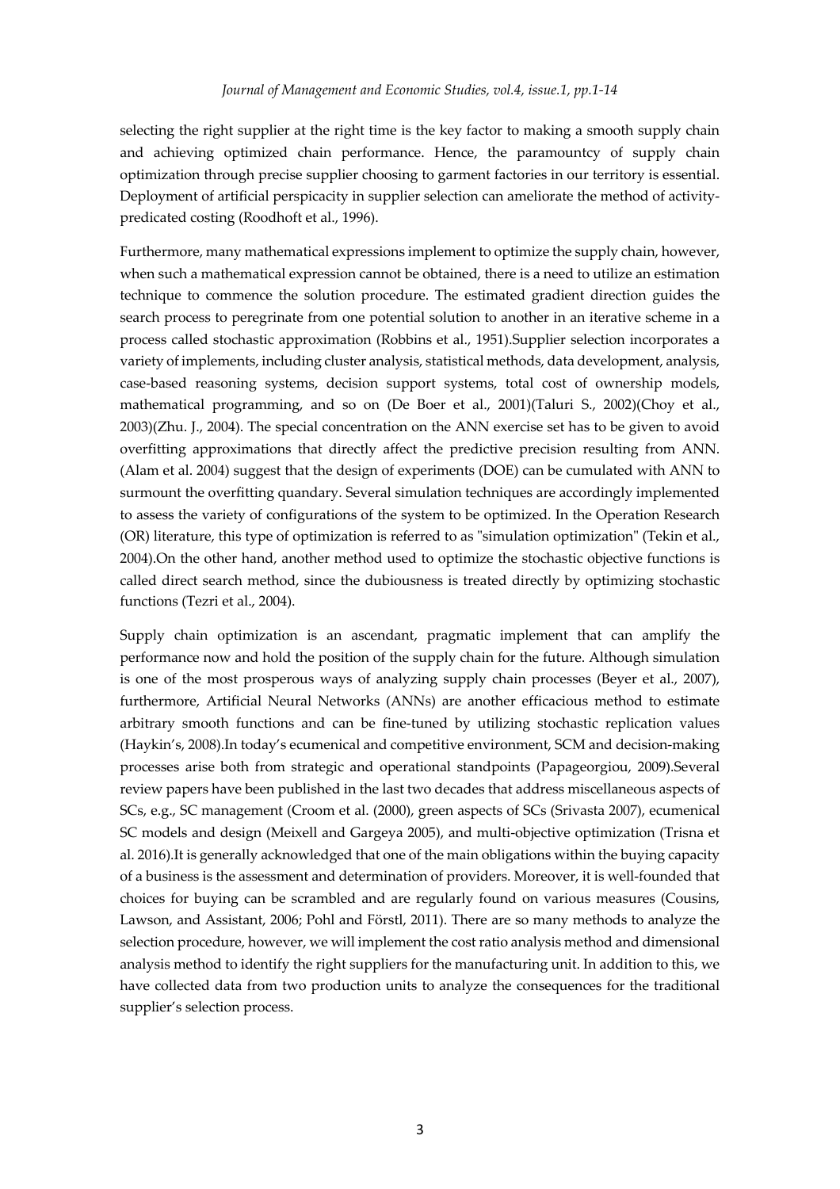selecting the right supplier at the right time is the key factor to making a smooth supply chain and achieving optimized chain performance. Hence, the paramountcy of supply chain optimization through precise supplier choosing to garment factories in our territory is essential. Deployment of artificial perspicacity in supplier selection can ameliorate the method of activity-predicated costing (Roodhoft et al., 1996).

Furthermore, many mathematical expressions implement to optimize the supply chain, however, when such a mathematical expression cannot be obtained, there is a need to utilize an estimation technique to commence the solution procedure. The estimated gradient direction guides the search process to peregrinate from one potential solution to another in an iterative scheme in a process called stochastic approximation (Robbins et al., 1951).Supplier selection incorporates a variety of implements, including cluster analysis, statistical methods, data development, analysis, case-based reasoning systems, decision support systems, total cost of ownership models, mathematical programming, and so on (De Boer et al., 2001)(Taluri S., 2002)(Choy et al., 2003)(Zhu. J., 2004). The special concentration on the ANN exercise set has to be given to avoid overfitting approximations that directly affect the predictive precision resulting from ANN. (Alam et al. 2004) suggest that the design of experiments (DOE) can be cumulated with ANN to surmount the overfitting quandary. Several simulation techniques are accordingly implemented to assess the variety of configurations of the system to be optimized. In the Operation Research (OR) literature, this type of optimization is referred to as "simulation optimization" (Tekin et al., 2004).On the other hand, another method used to optimize the stochastic objective functions is called direct search method, since the dubiousness is treated directly by optimizing stochastic functions (Tezri et al., 2004).

Supply chain optimization is an ascendant, pragmatic implement that can amplify the performance now and hold the position of the supply chain for the future. Although simulation is one of the most prosperous ways of analyzing supply chain processes (Beyer et al., 2007), furthermore, Artificial Neural Networks (ANNs) are another efficacious method to estimate arbitrary smooth functions and can be fine-tuned by utilizing stochastic replication values (Haykin's, 2008).In today's ecumenical and competitive environment, SCM and decision-making processes arise both from strategic and operational standpoints (Papageorgiou, 2009).Several review papers have been published in the last two decades that address miscellaneous aspects of SCs, e.g., SC management (Croom et al. (2000), green aspects of SCs (Srivasta 2007), ecumenical SC models and design (Meixell and Gargeya 2005), and multi-objective optimization (Trisna et al. 2016).It is generally acknowledged that one of the main obligations within the buying capacity of a business is the assessment and determination of providers. Moreover, it is well-founded that choices for buying can be scrambled and are regularly found on various measures (Cousins, Lawson, and Assistant, 2006; Pohl and Förstl, 2011). There are so many methods to analyze the selection procedure, however, we will implement the cost ratio analysis method and dimensional analysis method to identify the right suppliers for the manufacturing unit. In addition to this, we have collected data from two production units to analyze the consequences for the traditional supplier's selection process.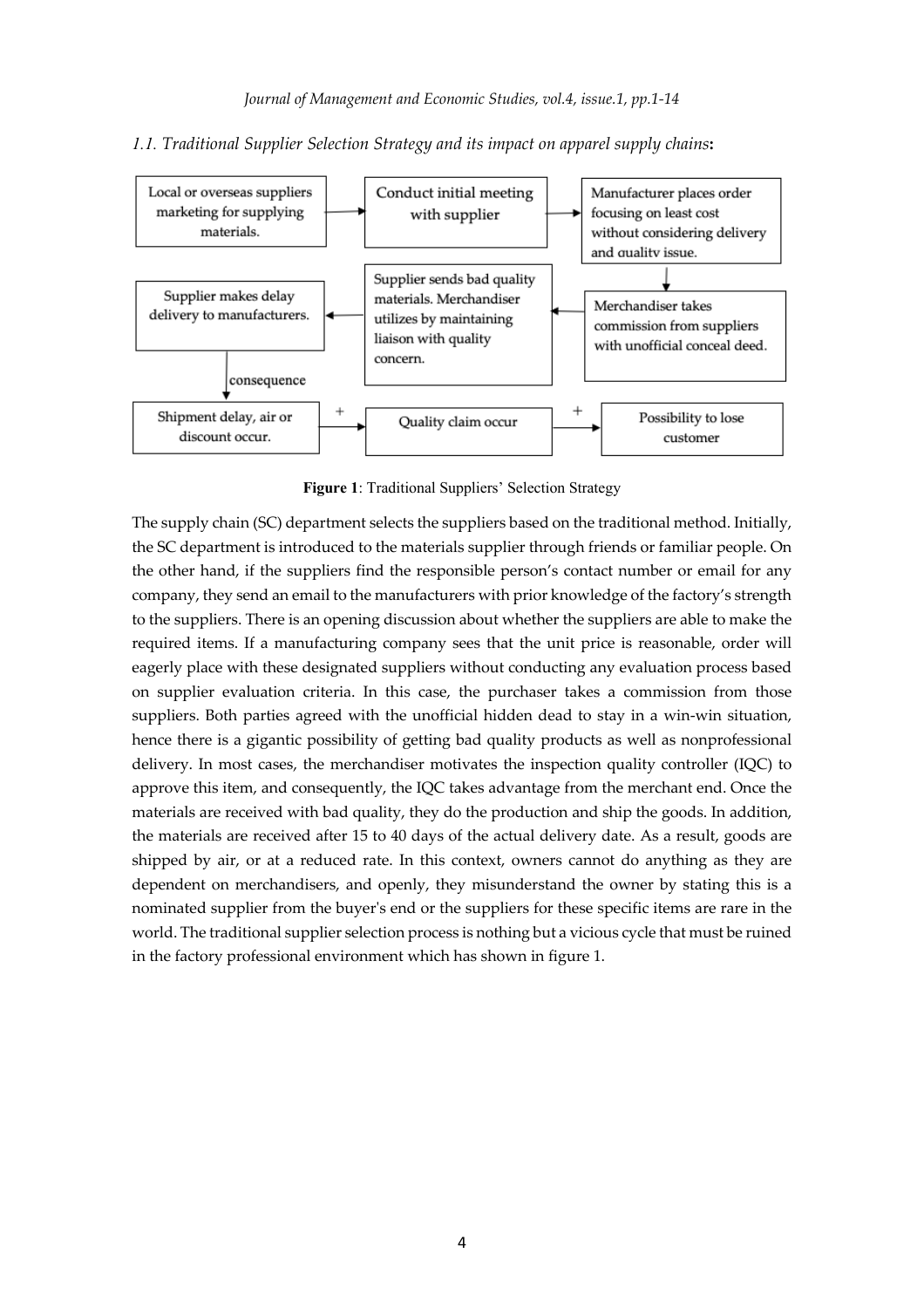*1.1. Traditional Supplier Selection Strategy and its impact on apparel supply chains***:**

Local or overseas suppliers marketing for supplying materials. → Conduct initial meeting with supplier → Manufacturer places order focusing on least cost without considering delivery and quality issue. → Merchandiser takes commission from suppliers with unofficial conceal deed. → Supplier sends bad quality materials. Merchandiser utilizes by maintaining liaison with quality concern. → Supplier makes delay delivery to manufacturers. → (consequence) Shipment delay, air or discount occur. + Quality claim occur + Possibility to lose customer

**Figure 1**: Traditional Suppliers' Selection Strategy

The supply chain (SC) department selects the suppliers based on the traditional method. Initially, the SC department is introduced to the materials supplier through friends or familiar people. On the other hand, if the suppliers find the responsible person's contact number or email for any company, they send an email to the manufacturers with prior knowledge of the factory's strength to the suppliers. There is an opening discussion about whether the suppliers are able to make the required items. If a manufacturing company sees that the unit price is reasonable, order will eagerly place with these designated suppliers without conducting any evaluation process based on supplier evaluation criteria. In this case, the purchaser takes a commission from those suppliers. Both parties agreed with the unofficial hidden dead to stay in a win-win situation, hence there is a gigantic possibility of getting bad quality products as well as nonprofessional delivery. In most cases, the merchandiser motivates the inspection quality controller (IQC) to approve this item, and consequently, the IQC takes advantage from the merchant end. Once the materials are received with bad quality, they do the production and ship the goods. In addition, the materials are received after 15 to 40 days of the actual delivery date. As a result, goods are shipped by air, or at a reduced rate. In this context, owners cannot do anything as they are dependent on merchandisers, and openly, they misunderstand the owner by stating this is a nominated supplier from the buyer's end or the suppliers for these specific items are rare in the world. The traditional supplier selection process is nothing but a vicious cycle that must be ruined in the factory professional environment which has shown in figure 1.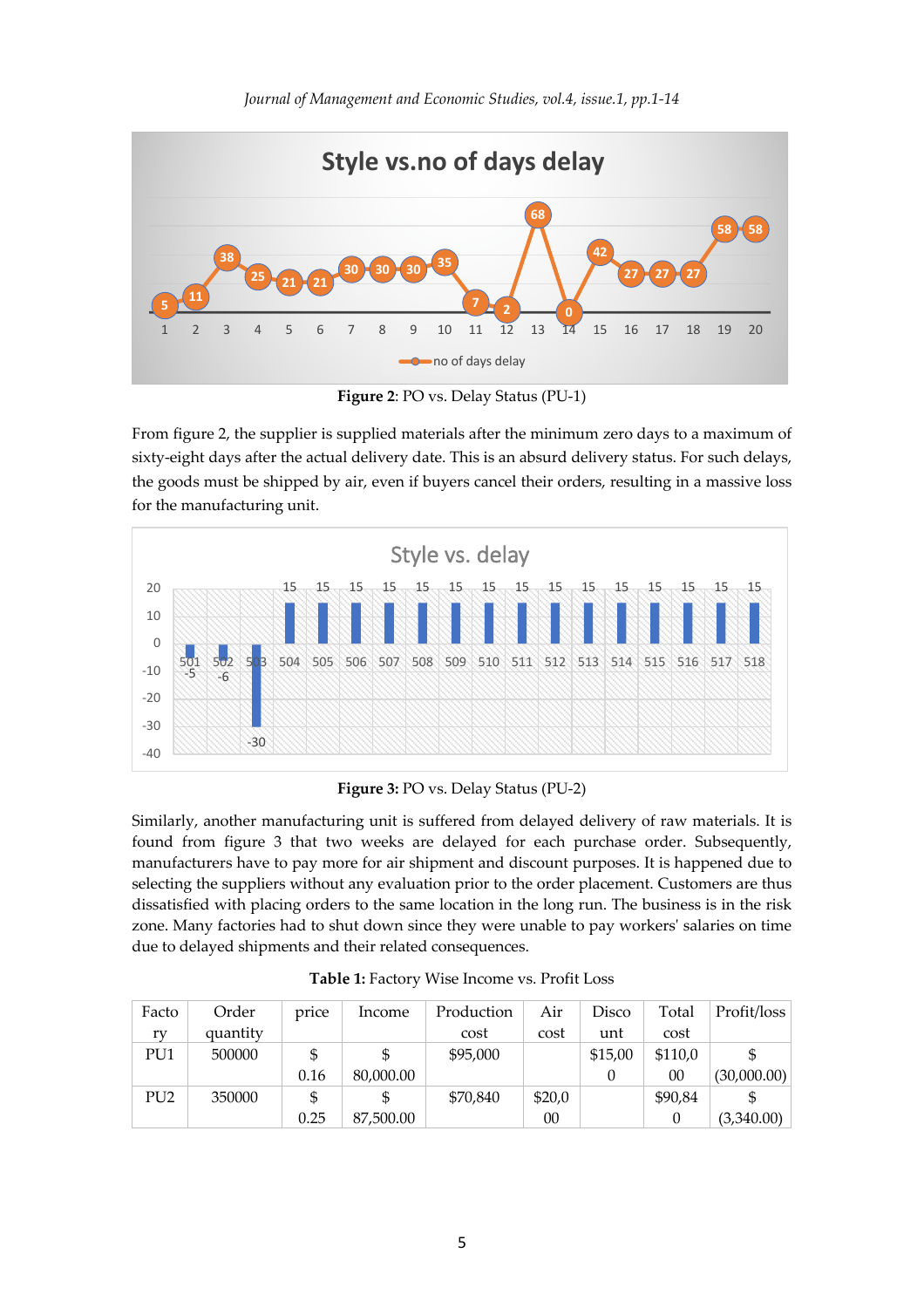**Figure 2**: PO vs. Delay Status (PU-1)

From figure 2, the supplier is supplied materials after the minimum zero days to a maximum of sixty-eight days after the actual delivery date. This is an absurd delivery status. For such delays, the goods must be shipped by air, even if buyers cancel their orders, resulting in a massive loss for the manufacturing unit.

**Figure 3:** PO vs. Delay Status (PU-2)

Similarly, another manufacturing unit is suffered from delayed delivery of raw materials. It is found from figure 3 that two weeks are delayed for each purchase order. Subsequently, manufacturers have to pay more for air shipment and discount purposes. It is happened due to selecting the suppliers without any evaluation prior to the order placement. Customers are thus dissatisfied with placing orders to the same location in the long run. The business is in the risk zone. Many factories had to shut down since they were unable to pay workers' salaries on time due to delayed shipments and their related consequences.

**Table 1:** Factory Wise Income vs. Profit Loss

| Factory | Order quantity | price | Income | Production cost | Air cost | Discount | Total cost | Profit/loss |
|---|---|---|---|---|---|---|---|---|
| PU1 | 500000 | $ 0.16 | $ 80,000.00 | $95,000 | | $15,000 | $110,000 | $ (30,000.00) |
| PU2 | 350000 | $ 0.25 | $ 87,500.00 | $70,840 | $20,000 | | $90,840 | $ (3,340.00) |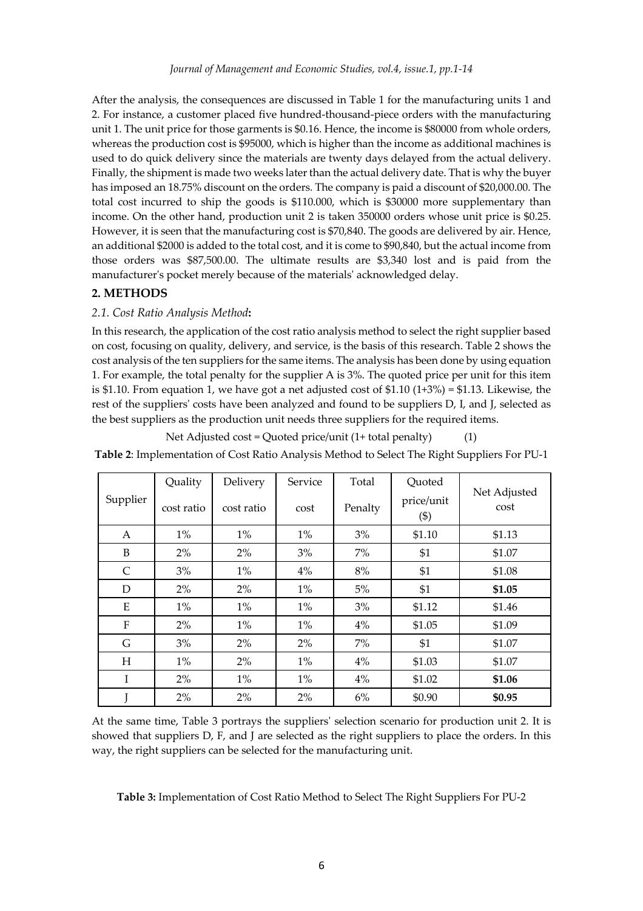After the analysis, the consequences are discussed in Table 1 for the manufacturing units 1 and 2. For instance, a customer placed five hundred-thousand-piece orders with the manufacturing unit 1. The unit price for those garments is $0.16. Hence, the income is $80000 from whole orders, whereas the production cost is $95000, which is higher than the income as additional machines is used to do quick delivery since the materials are twenty days delayed from the actual delivery. Finally, the shipment is made two weeks later than the actual delivery date. That is why the buyer has imposed an 18.75% discount on the orders. The company is paid a discount of $20,000.00. The total cost incurred to ship the goods is $110.000, which is $30000 more supplementary than income. On the other hand, production unit 2 is taken 350000 orders whose unit price is $0.25. However, it is seen that the manufacturing cost is $70,840. The goods are delivered by air. Hence, an additional $2000 is added to the total cost, and it is come to $90,840, but the actual income from those orders was $87,500.00. The ultimate results are $3,340 lost and is paid from the manufacturer's pocket merely because of the materials' acknowledged delay.

## 2. METHODS

### *2.1. Cost Ratio Analysis Method***:**

In this research, the application of the cost ratio analysis method to select the right supplier based on cost, focusing on quality, delivery, and service, is the basis of this research. Table 2 shows the cost analysis of the ten suppliers for the same items. The analysis has been done by using equation 1. For example, the total penalty for the supplier A is 3%. The quoted price per unit for this item is $1.10. From equation 1, we have got a net adjusted cost of $1.10 (1+3%) = $1.13. Likewise, the rest of the suppliers' costs have been analyzed and found to be suppliers D, I, and J, selected as the best suppliers as the production unit needs three suppliers for the required items.

$$\text{Net Adjusted cost} = \text{Quoted price/unit } (1 + \text{total penalty}) \qquad (1)$$

**Table 2**: Implementation of Cost Ratio Analysis Method to Select The Right Suppliers For PU-1

| Supplier | Quality cost ratio | Delivery cost ratio | Service cost | Total Penalty | Quoted price/unit ($) | Net Adjusted cost |
|---|---|---|---|---|---|---|
| A | 1% | 1% | 1% | 3% | $1.10 | $1.13 |
| B | 2% | 2% | 3% | 7% | $1 | $1.07 |
| C | 3% | 1% | 4% | 8% | $1 | $1.08 |
| D | 2% | 2% | 1% | 5% | $1 | **$1.05** |
| E | 1% | 1% | 1% | 3% | $1.12 | $1.46 |
| F | 2% | 1% | 1% | 4% | $1.05 | $1.09 |
| G | 3% | 2% | 2% | 7% | $1 | $1.07 |
| H | 1% | 2% | 1% | 4% | $1.03 | $1.07 |
| I | 2% | 1% | 1% | 4% | $1.02 | **$1.06** |
| J | 2% | 2% | 2% | 6% | $0.90 | **$0.95** |

At the same time, Table 3 portrays the suppliers' selection scenario for production unit 2. It is showed that suppliers D, F, and J are selected as the right suppliers to place the orders. In this way, the right suppliers can be selected for the manufacturing unit.

**Table 3:** Implementation of Cost Ratio Method to Select The Right Suppliers For PU-2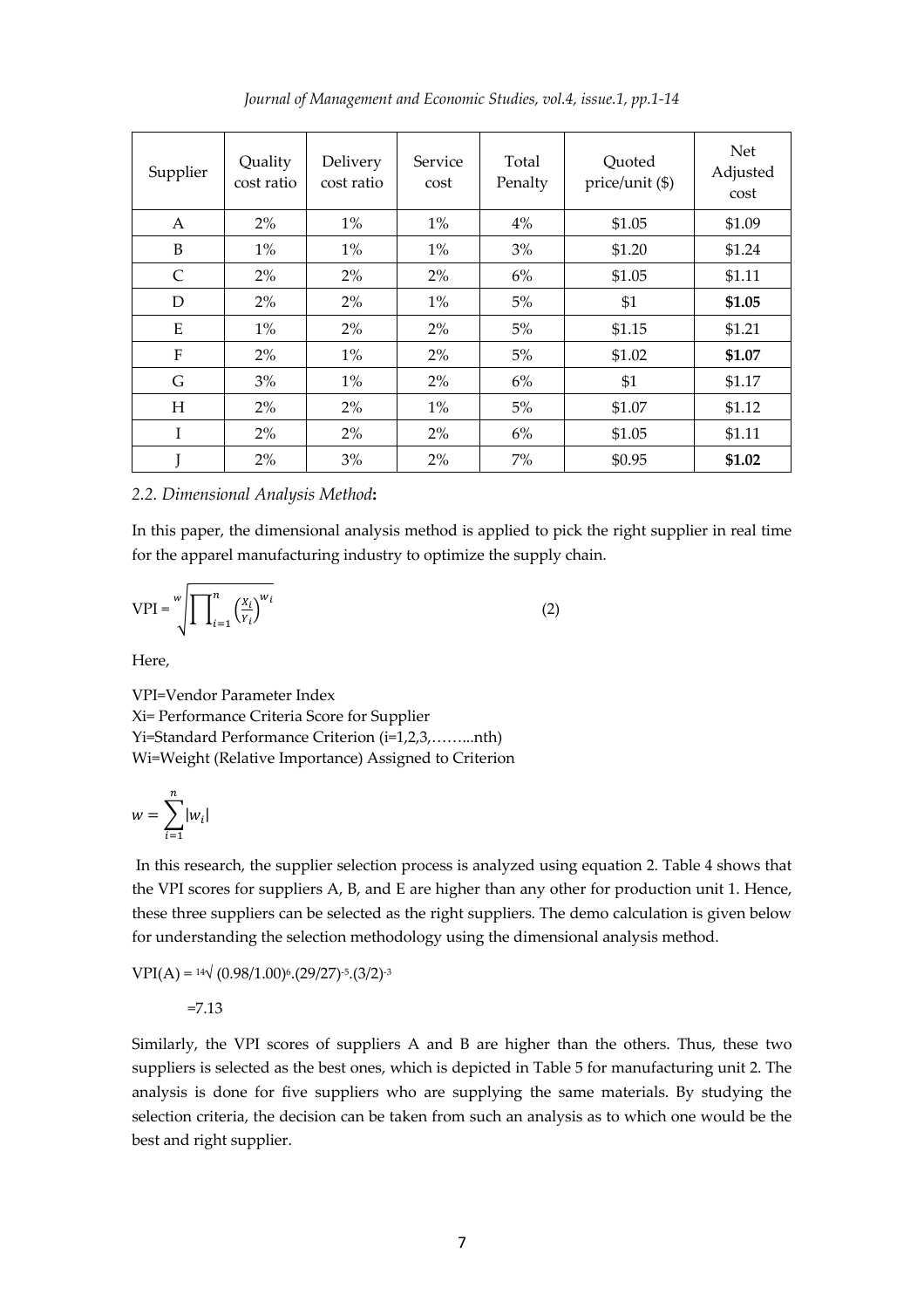| Supplier | Quality cost ratio | Delivery cost ratio | Service cost | Total Penalty | Quoted price/unit ($) | Net Adjusted cost |
|---|---|---|---|---|---|---|
| A | 2% | 1% | 1% | 4% | $1.05 | $1.09 |
| B | 1% | 1% | 1% | 3% | $1.20 | $1.24 |
| C | 2% | 2% | 2% | 6% | $1.05 | $1.11 |
| D | 2% | 2% | 1% | 5% | $1 | **$1.05** |
| E | 1% | 2% | 2% | 5% | $1.15 | $1.21 |
| F | 2% | 1% | 2% | 5% | $1.02 | **$1.07** |
| G | 3% | 1% | 2% | 6% | $1 | $1.17 |
| H | 2% | 2% | 1% | 5% | $1.07 | $1.12 |
| I | 2% | 2% | 2% | 6% | $1.05 | $1.11 |
| J | 2% | 3% | 2% | 7% | $0.95 | **$1.02** |

### *2.2. Dimensional Analysis Method***:**

In this paper, the dimensional analysis method is applied to pick the right supplier in real time for the apparel manufacturing industry to optimize the supply chain.

$$\text{VPI} = \sqrt[w]{\prod_{i=1}^{n} \left(\frac{X_i}{Y_i}\right)^{w_i}} \qquad (2)$$

Here,

VPI=Vendor Parameter Index
Xi= Performance Criteria Score for Supplier
Yi=Standard Performance Criterion (i=1,2,3,……...nth)
Wi=Weight (Relative Importance) Assigned to Criterion

$$w = \sum_{i=1}^{n} |w_i|$$

In this research, the supplier selection process is analyzed using equation 2. Table 4 shows that the VPI scores for suppliers A, B, and E are higher than any other for production unit 1. Hence, these three suppliers can be selected as the right suppliers. The demo calculation is given below for understanding the selection methodology using the dimensional analysis method.

$\text{VPI(A)} = {}^{14}\sqrt{}\ (0.98/1.00)^{6}.(29/27)^{-5}.(3/2)^{-3}$

$=7.13$

Similarly, the VPI scores of suppliers A and B are higher than the others. Thus, these two suppliers is selected as the best ones, which is depicted in Table 5 for manufacturing unit 2. The analysis is done for five suppliers who are supplying the same materials. By studying the selection criteria, the decision can be taken from such an analysis as to which one would be the best and right supplier.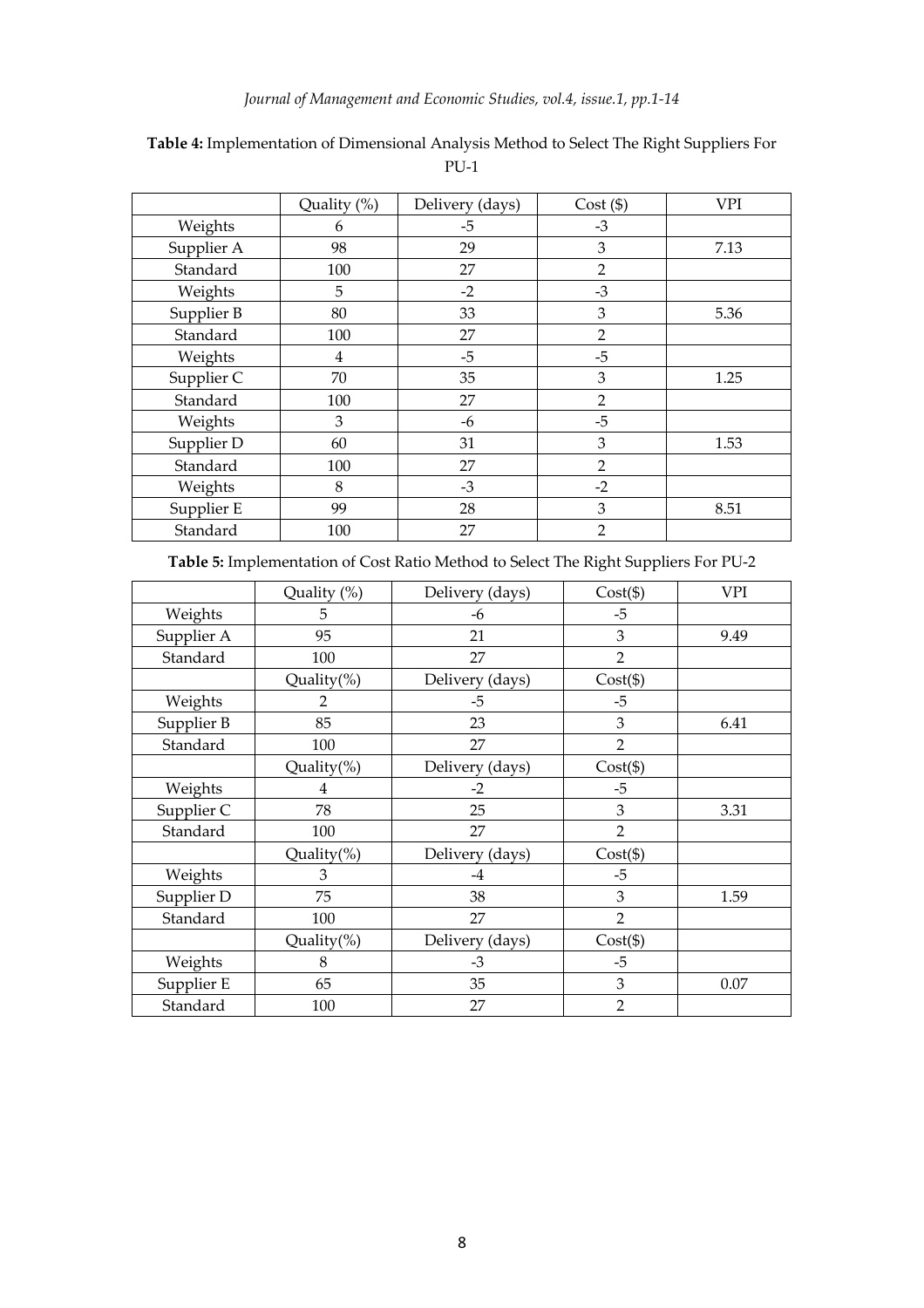**Table 4:** Implementation of Dimensional Analysis Method to Select The Right Suppliers For PU-1

| | Quality (%) | Delivery (days) | Cost ($) | VPI |
|---|---|---|---|---|
| Weights | 6 | -5 | -3 | |
| Supplier A | 98 | 29 | 3 | 7.13 |
| Standard | 100 | 27 | 2 | |
| Weights | 5 | -2 | -3 | |
| Supplier B | 80 | 33 | 3 | 5.36 |
| Standard | 100 | 27 | 2 | |
| Weights | 4 | -5 | -5 | |
| Supplier C | 70 | 35 | 3 | 1.25 |
| Standard | 100 | 27 | 2 | |
| Weights | 3 | -6 | -5 | |
| Supplier D | 60 | 31 | 3 | 1.53 |
| Standard | 100 | 27 | 2 | |
| Weights | 8 | -3 | -2 | |
| Supplier E | 99 | 28 | 3 | 8.51 |
| Standard | 100 | 27 | 2 | |

**Table 5:** Implementation of Cost Ratio Method to Select The Right Suppliers For PU-2

| | Quality (%) | Delivery (days) | Cost($) | VPI |
|---|---|---|---|---|
| Weights | 5 | -6 | -5 | |
| Supplier A | 95 | 21 | 3 | 9.49 |
| Standard | 100 | 27 | 2 | |
| | Quality(%) | Delivery (days) | Cost($) | |
| Weights | 2 | -5 | -5 | |
| Supplier B | 85 | 23 | 3 | 6.41 |
| Standard | 100 | 27 | 2 | |
| | Quality(%) | Delivery (days) | Cost($) | |
| Weights | 4 | -2 | -5 | |
| Supplier C | 78 | 25 | 3 | 3.31 |
| Standard | 100 | 27 | 2 | |
| | Quality(%) | Delivery (days) | Cost($) | |
| Weights | 3 | -4 | -5 | |
| Supplier D | 75 | 38 | 3 | 1.59 |
| Standard | 100 | 27 | 2 | |
| | Quality(%) | Delivery (days) | Cost($) | |
| Weights | 8 | -3 | -5 | |
| Supplier E | 65 | 35 | 3 | 0.07 |
| Standard | 100 | 27 | 2 | |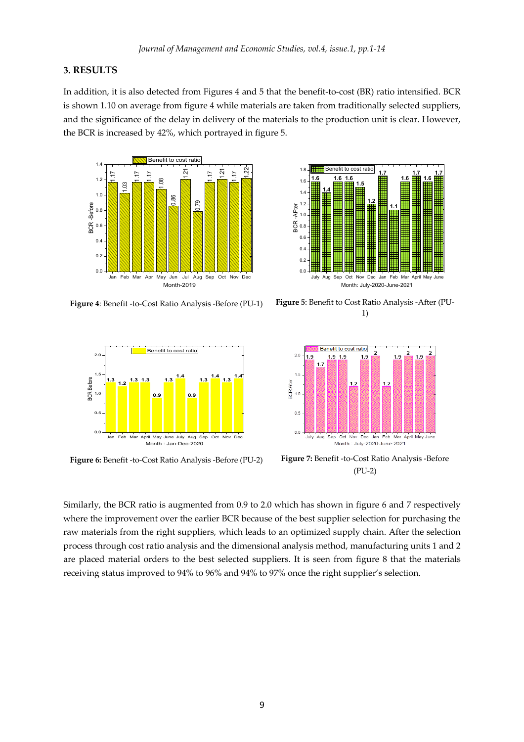## 3. RESULTS

In addition, it is also detected from Figures 4 and 5 that the benefit-to-cost (BR) ratio intensified. BCR is shown 1.10 on average from figure 4 while materials are taken from traditionally selected suppliers, and the significance of the delay in delivery of the materials to the production unit is clear. However, the BCR is increased by 42%, which portrayed in figure 5.

**Figure 4**: Benefit -to-Cost Ratio Analysis -Before (PU-1)

**Figure 5**: Benefit to Cost Ratio Analysis -After (PU-1)

**Figure 6:** Benefit -to-Cost Ratio Analysis -Before (PU-2)

**Figure 7:** Benefit -to-Cost Ratio Analysis -Before (PU-2)

Similarly, the BCR ratio is augmented from 0.9 to 2.0 which has shown in figure 6 and 7 respectively where the improvement over the earlier BCR because of the best supplier selection for purchasing the raw materials from the right suppliers, which leads to an optimized supply chain. After the selection process through cost ratio analysis and the dimensional analysis method, manufacturing units 1 and 2 are placed material orders to the best selected suppliers. It is seen from figure 8 that the materials receiving status improved to 94% to 96% and 94% to 97% once the right supplier's selection.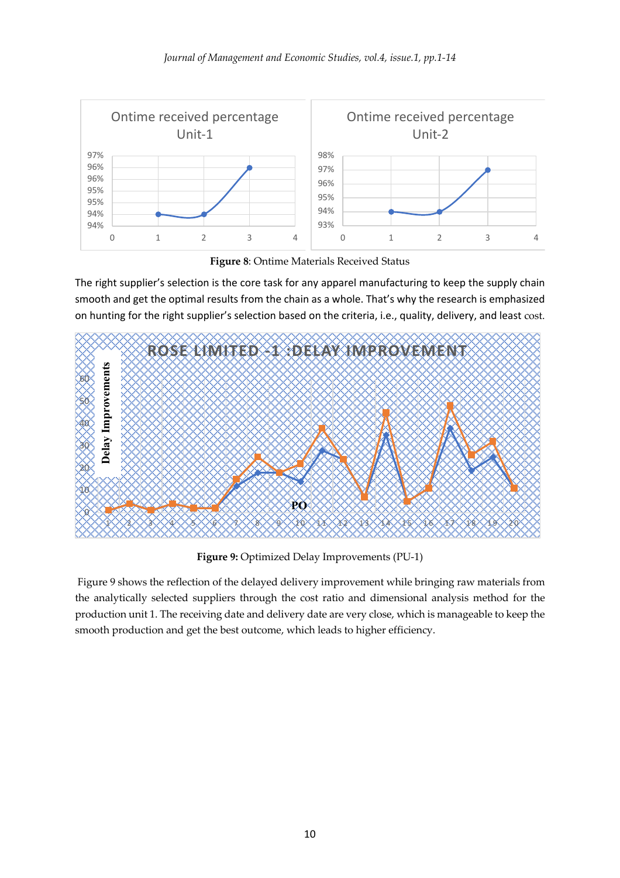**Figure 8**: Ontime Materials Received Status

The right supplier's selection is the core task for any apparel manufacturing to keep the supply chain smooth and get the optimal results from the chain as a whole. That's why the research is emphasized on hunting for the right supplier's selection based on the criteria, i.e., quality, delivery, and least cost.

**Figure 9:** Optimized Delay Improvements (PU-1)

Figure 9 shows the reflection of the delayed delivery improvement while bringing raw materials from the analytically selected suppliers through the cost ratio and dimensional analysis method for the production unit 1. The receiving date and delivery date are very close, which is manageable to keep the smooth production and get the best outcome, which leads to higher efficiency.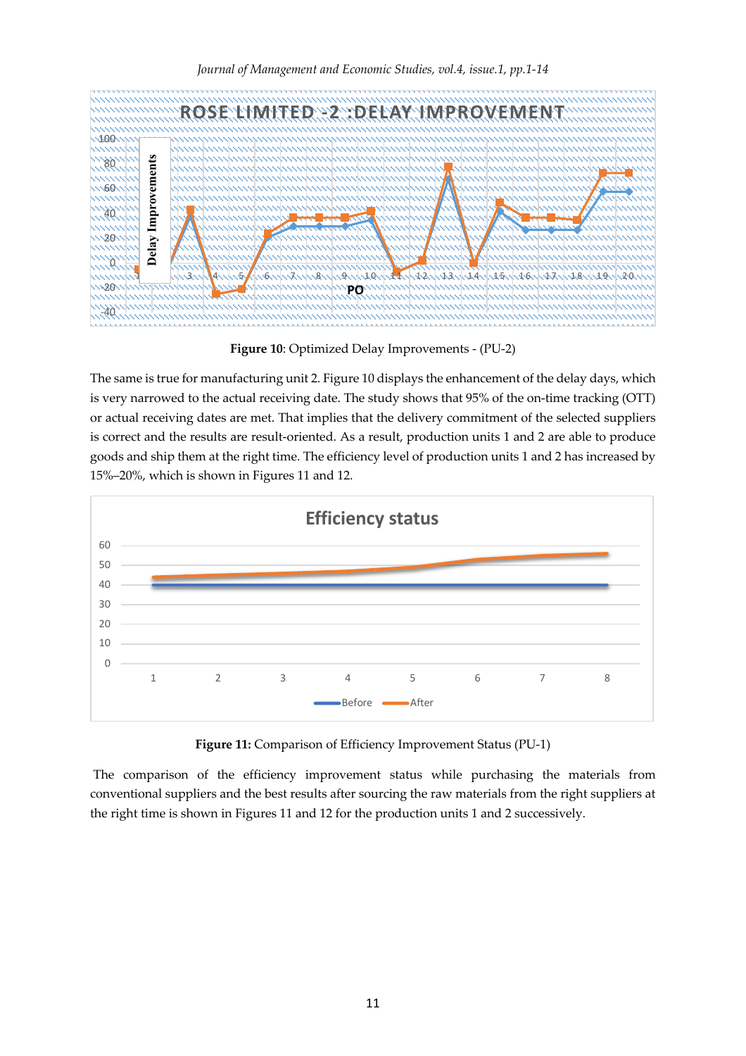**Figure 10**: Optimized Delay Improvements - (PU-2)

The same is true for manufacturing unit 2. Figure 10 displays the enhancement of the delay days, which is very narrowed to the actual receiving date. The study shows that 95% of the on-time tracking (OTT) or actual receiving dates are met. That implies that the delivery commitment of the selected suppliers is correct and the results are result-oriented. As a result, production units 1 and 2 are able to produce goods and ship them at the right time. The efficiency level of production units 1 and 2 has increased by 15%–20%, which is shown in Figures 11 and 12.

**Figure 11:** Comparison of Efficiency Improvement Status (PU-1)

The comparison of the efficiency improvement status while purchasing the materials from conventional suppliers and the best results after sourcing the raw materials from the right suppliers at the right time is shown in Figures 11 and 12 for the production units 1 and 2 successively.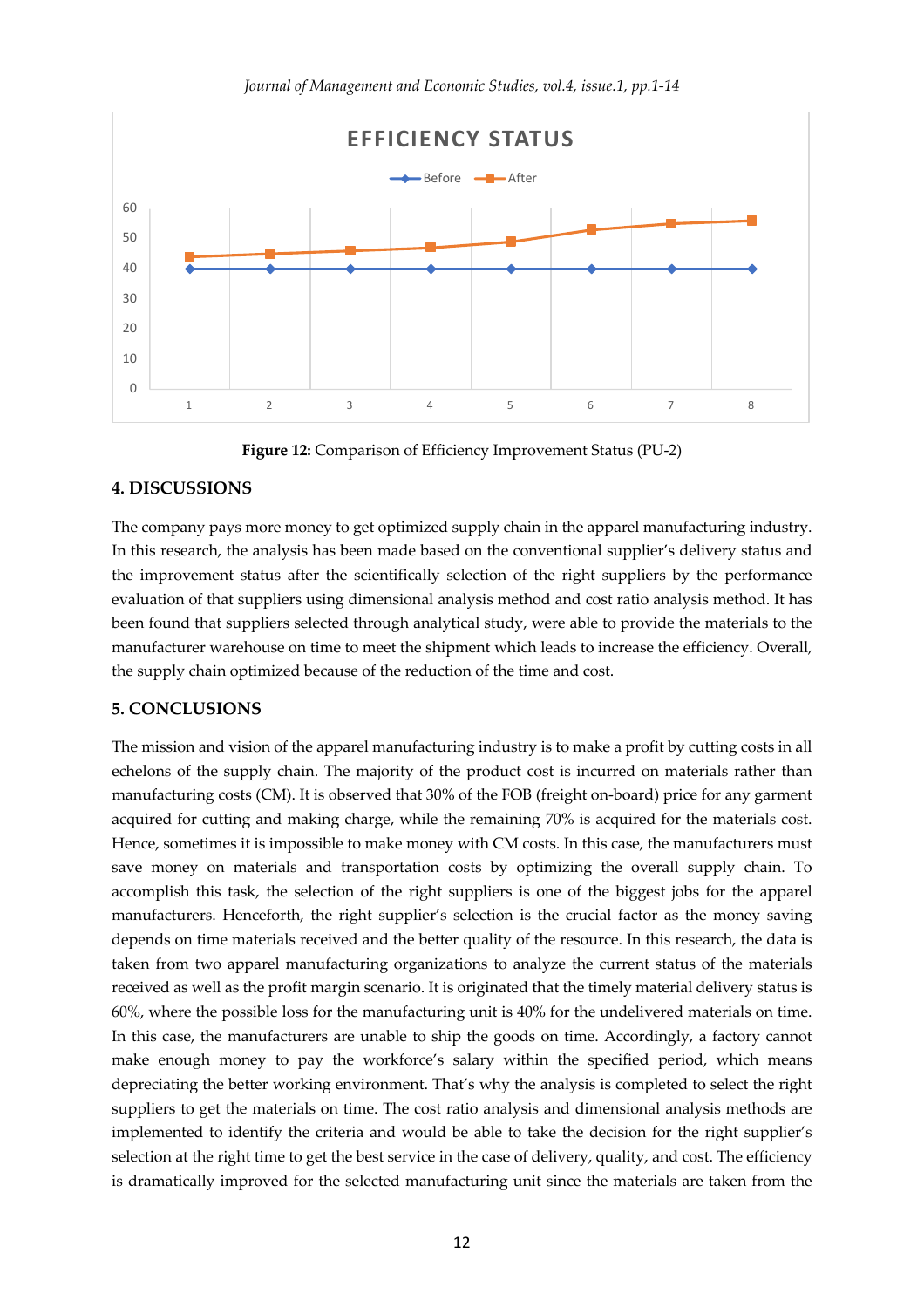Figure 12: Comparison of Efficiency Improvement Status (PU-2)

## 4. DISCUSSIONS

The company pays more money to get optimized supply chain in the apparel manufacturing industry. In this research, the analysis has been made based on the conventional supplier's delivery status and the improvement status after the scientifically selection of the right suppliers by the performance evaluation of that suppliers using dimensional analysis method and cost ratio analysis method. It has been found that suppliers selected through analytical study, were able to provide the materials to the manufacturer warehouse on time to meet the shipment which leads to increase the efficiency. Overall, the supply chain optimized because of the reduction of the time and cost.

## 5. CONCLUSIONS

The mission and vision of the apparel manufacturing industry is to make a profit by cutting costs in all echelons of the supply chain. The majority of the product cost is incurred on materials rather than manufacturing costs (CM). It is observed that 30% of the FOB (freight on-board) price for any garment acquired for cutting and making charge, while the remaining 70% is acquired for the materials cost. Hence, sometimes it is impossible to make money with CM costs. In this case, the manufacturers must save money on materials and transportation costs by optimizing the overall supply chain. To accomplish this task, the selection of the right suppliers is one of the biggest jobs for the apparel manufacturers. Henceforth, the right supplier's selection is the crucial factor as the money saving depends on time materials received and the better quality of the resource. In this research, the data is taken from two apparel manufacturing organizations to analyze the current status of the materials received as well as the profit margin scenario. It is originated that the timely material delivery status is 60%, where the possible loss for the manufacturing unit is 40% for the undelivered materials on time. In this case, the manufacturers are unable to ship the goods on time. Accordingly, a factory cannot make enough money to pay the workforce's salary within the specified period, which means depreciating the better working environment. That's why the analysis is completed to select the right suppliers to get the materials on time. The cost ratio analysis and dimensional analysis methods are implemented to identify the criteria and would be able to take the decision for the right supplier's selection at the right time to get the best service in the case of delivery, quality, and cost. The efficiency is dramatically improved for the selected manufacturing unit since the materials are taken from the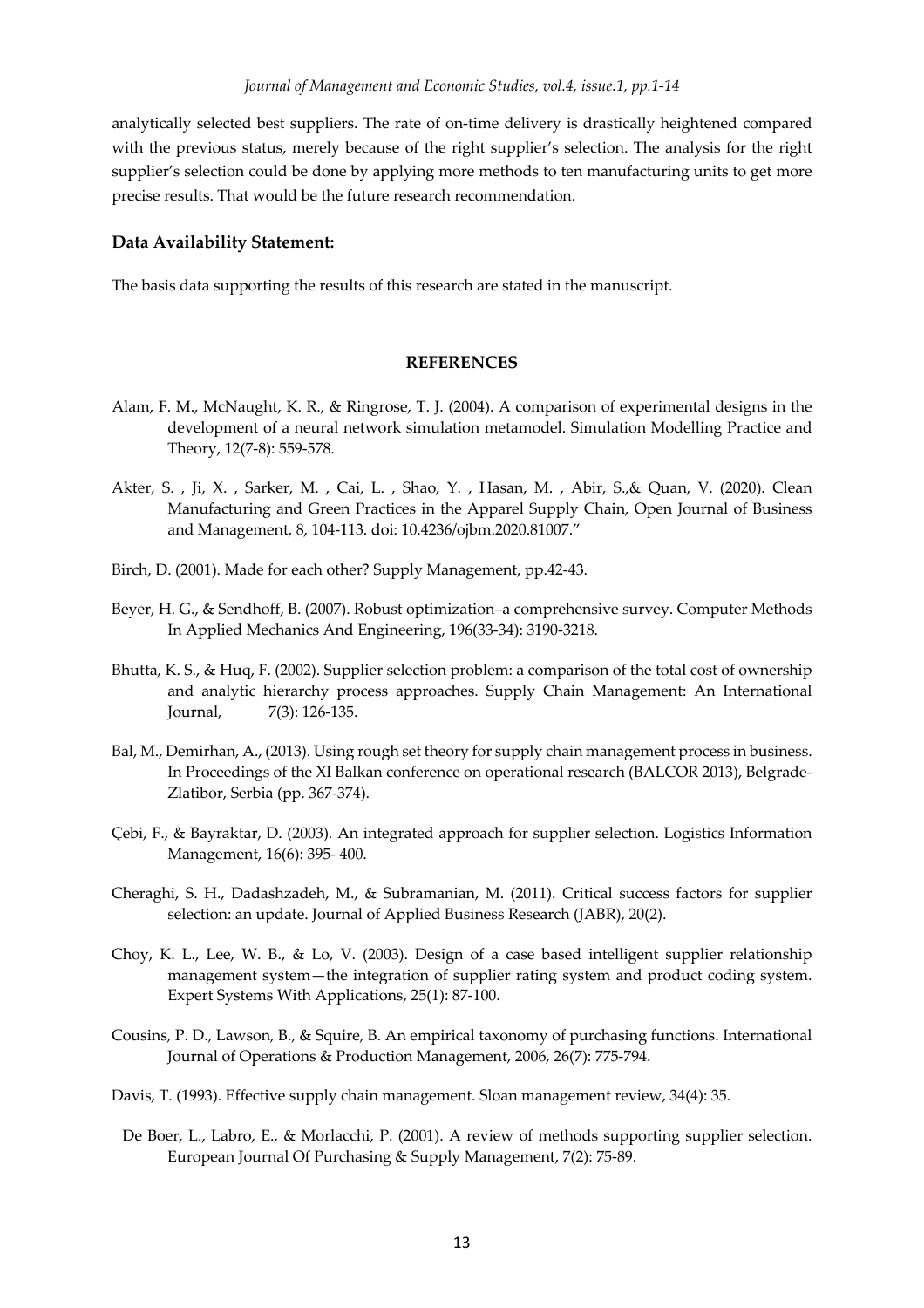analytically selected best suppliers. The rate of on-time delivery is drastically heightened compared with the previous status, merely because of the right supplier's selection. The analysis for the right supplier's selection could be done by applying more methods to ten manufacturing units to get more precise results. That would be the future research recommendation.

### Data Availability Statement:

The basis data supporting the results of this research are stated in the manuscript.

## REFERENCES

Alam, F. M., McNaught, K. R., & Ringrose, T. J. (2004). A comparison of experimental designs in the development of a neural network simulation metamodel. Simulation Modelling Practice and Theory, 12(7-8): 559-578.

Akter, S. , Ji, X. , Sarker, M. , Cai, L. , Shao, Y. , Hasan, M. , Abir, S.,& Quan, V. (2020). Clean Manufacturing and Green Practices in the Apparel Supply Chain, Open Journal of Business and Management, 8, 104-113. doi: 10.4236/ojbm.2020.81007."

Birch, D. (2001). Made for each other? Supply Management, pp.42-43.

Beyer, H. G., & Sendhoff, B. (2007). Robust optimization–a comprehensive survey. Computer Methods In Applied Mechanics And Engineering, 196(33-34): 3190-3218.

Bhutta, K. S., & Huq, F. (2002). Supplier selection problem: a comparison of the total cost of ownership and analytic hierarchy process approaches. Supply Chain Management: An International Journal, 7(3): 126-135.

Bal, M., Demirhan, A., (2013). Using rough set theory for supply chain management process in business. In Proceedings of the XI Balkan conference on operational research (BALCOR 2013), Belgrade-Zlatibor, Serbia (pp. 367-374).

Çebi, F., & Bayraktar, D. (2003). An integrated approach for supplier selection. Logistics Information Management, 16(6): 395- 400.

Cheraghi, S. H., Dadashzadeh, M., & Subramanian, M. (2011). Critical success factors for supplier selection: an update. Journal of Applied Business Research (JABR), 20(2).

Choy, K. L., Lee, W. B., & Lo, V. (2003). Design of a case based intelligent supplier relationship management system—the integration of supplier rating system and product coding system. Expert Systems With Applications, 25(1): 87-100.

Cousins, P. D., Lawson, B., & Squire, B. An empirical taxonomy of purchasing functions. International Journal of Operations & Production Management, 2006, 26(7): 775-794.

Davis, T. (1993). Effective supply chain management. Sloan management review, 34(4): 35.

De Boer, L., Labro, E., & Morlacchi, P. (2001). A review of methods supporting supplier selection. European Journal Of Purchasing & Supply Management, 7(2): 75-89.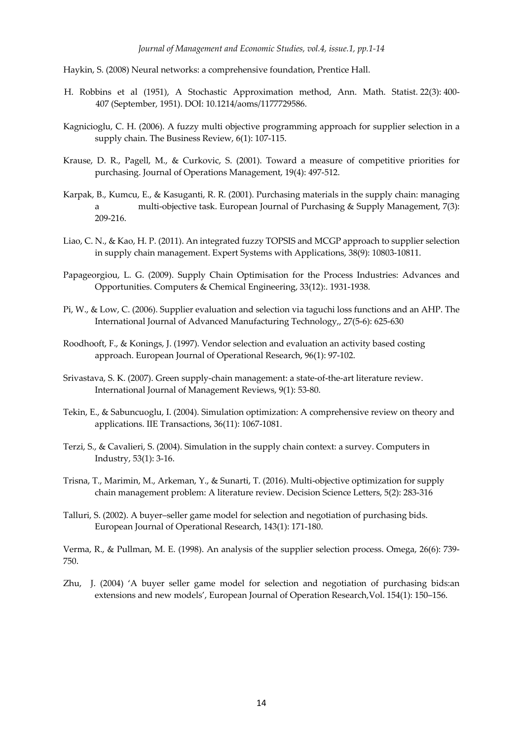Haykin, S. (2008) Neural networks: a comprehensive foundation, Prentice Hall.

H. Robbins et al (1951), A Stochastic Approximation method, Ann. Math. Statist. 22(3): 400-407 (September, 1951). DOI: 10.1214/aoms/1177729586.

Kagnicioglu, C. H. (2006). A fuzzy multi objective programming approach for supplier selection in a supply chain. The Business Review, 6(1): 107-115.

Krause, D. R., Pagell, M., & Curkovic, S. (2001). Toward a measure of competitive priorities for purchasing. Journal of Operations Management, 19(4): 497-512.

Karpak, B., Kumcu, E., & Kasuganti, R. R. (2001). Purchasing materials in the supply chain: managing a multi-objective task. European Journal of Purchasing & Supply Management, 7(3): 209-216.

Liao, C. N., & Kao, H. P. (2011). An integrated fuzzy TOPSIS and MCGP approach to supplier selection in supply chain management. Expert Systems with Applications, 38(9): 10803-10811.

Papageorgiou, L. G. (2009). Supply Chain Optimisation for the Process Industries: Advances and Opportunities. Computers & Chemical Engineering, 33(12):. 1931-1938.

Pi, W., & Low, C. (2006). Supplier evaluation and selection via taguchi loss functions and an AHP. The International Journal of Advanced Manufacturing Technology,, 27(5-6): 625-630

Roodhooft, F., & Konings, J. (1997). Vendor selection and evaluation an activity based costing approach. European Journal of Operational Research, 96(1): 97-102.

Srivastava, S. K. (2007). Green supply-chain management: a state-of-the-art literature review. International Journal of Management Reviews, 9(1): 53-80.

Tekin, E., & Sabuncuoglu, I. (2004). Simulation optimization: A comprehensive review on theory and applications. IIE Transactions, 36(11): 1067-1081.

Terzi, S., & Cavalieri, S. (2004). Simulation in the supply chain context: a survey. Computers in Industry, 53(1): 3-16.

Trisna, T., Marimin, M., Arkeman, Y., & Sunarti, T. (2016). Multi-objective optimization for supply chain management problem: A literature review. Decision Science Letters, 5(2): 283-316

Talluri, S. (2002). A buyer–seller game model for selection and negotiation of purchasing bids. European Journal of Operational Research, 143(1): 171-180.

Verma, R., & Pullman, M. E. (1998). An analysis of the supplier selection process. Omega, 26(6): 739-750.

Zhu, J. (2004) 'A buyer seller game model for selection and negotiation of purchasing bids:an extensions and new models', European Journal of Operation Research,Vol. 154(1): 150–156.